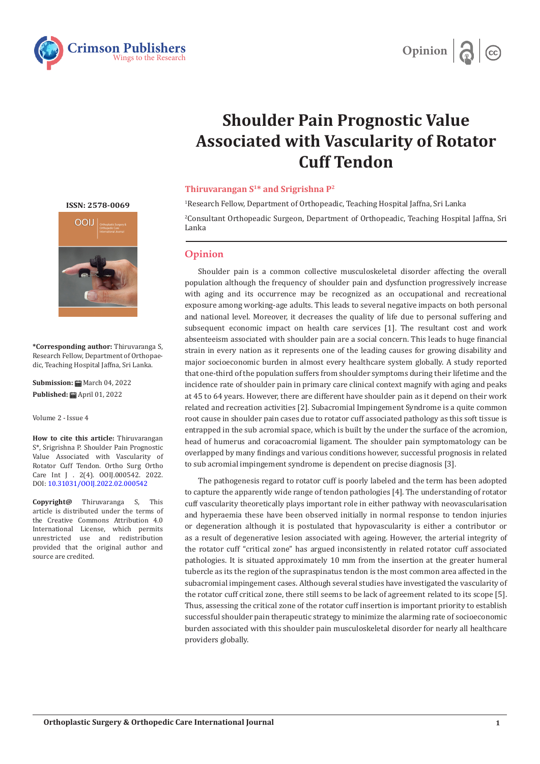# Shoulder Pain Prognostic Value Associated with Vascularity of Rotator Cuff Tendon

**Thiruvarangan S[1]* and Srigrishna P[2]**

[1]Research Fellow, Department of Orthopeadic, Teaching Hospital Jaffna, Sri Lanka

[2]Consultant Orthopeadic Surgeon, Department of Orthopeadic, Teaching Hospital Jaffna, Sri Lanka

**ISSN: 2578-0069**

**\*Corresponding author:** Thiruvaranga S, Research Fellow, Department of Orthopaedic, Teaching Hospital Jaffna, Sri Lanka.

**Submission:** March 04, 2022

**Published:** April 01, 2022

Volume 2 - Issue 4

**How to cite this article:** Thiruvarangan S*, Srigrishna P. Shoulder Pain Prognostic Value Associated with Vascularity of Rotator Cuff Tendon. Ortho Surg Ortho Care Int J . 2(4). OOIJ.000542. 2022. DOI: 10.31031/OOIJ.2022.02.000542

**Copyright@** Thiruvaranga S, This article is distributed under the terms of the Creative Commons Attribution 4.0 International License, which permits unrestricted use and redistribution provided that the original author and source are credited.

## Opinion

Shoulder pain is a common collective musculoskeletal disorder affecting the overall population although the frequency of shoulder pain and dysfunction progressively increase with aging and its occurrence may be recognized as an occupational and recreational exposure among working-age adults. This leads to several negative impacts on both personal and national level. Moreover, it decreases the quality of life due to personal suffering and subsequent economic impact on health care services [1]. The resultant cost and work absenteeism associated with shoulder pain are a social concern. This leads to huge financial strain in every nation as it represents one of the leading causes for growing disability and major socioeconomic burden in almost every healthcare system globally. A study reported that one-third of the population suffers from shoulder symptoms during their lifetime and the incidence rate of shoulder pain in primary care clinical context magnify with aging and peaks at 45 to 64 years. However, there are different have shoulder pain as it depend on their work related and recreation activities [2]. Subacromial Impingement Syndrome is a quite common root cause in shoulder pain cases due to rotator cuff associated pathology as this soft tissue is entrapped in the sub acromial space, which is built by the under the surface of the acromion, head of humerus and coracoacromial ligament. The shoulder pain symptomatology can be overlapped by many findings and various conditions however, successful prognosis in related to sub acromial impingement syndrome is dependent on precise diagnosis [3].

The pathogenesis regard to rotator cuff is poorly labeled and the term has been adopted to capture the apparently wide range of tendon pathologies [4]. The understanding of rotator cuff vascularity theoretically plays important role in either pathway with neovascularisation and hyperaemia these have been observed initially in normal response to tendon injuries or degeneration although it is postulated that hypovascularity is either a contributor or as a result of degenerative lesion associated with ageing. However, the arterial integrity of the rotator cuff "critical zone" has argued inconsistently in related rotator cuff associated pathologies. It is situated approximately 10 mm from the insertion at the greater humeral tubercle as its the region of the supraspinatus tendon is the most common area affected in the subacromial impingement cases. Although several studies have investigated the vascularity of the rotator cuff critical zone, there still seems to be lack of agreement related to its scope [5]. Thus, assessing the critical zone of the rotator cuff insertion is important priority to establish successful shoulder pain therapeutic strategy to minimize the alarming rate of socioeconomic burden associated with this shoulder pain musculoskeletal disorder for nearly all healthcare providers globally.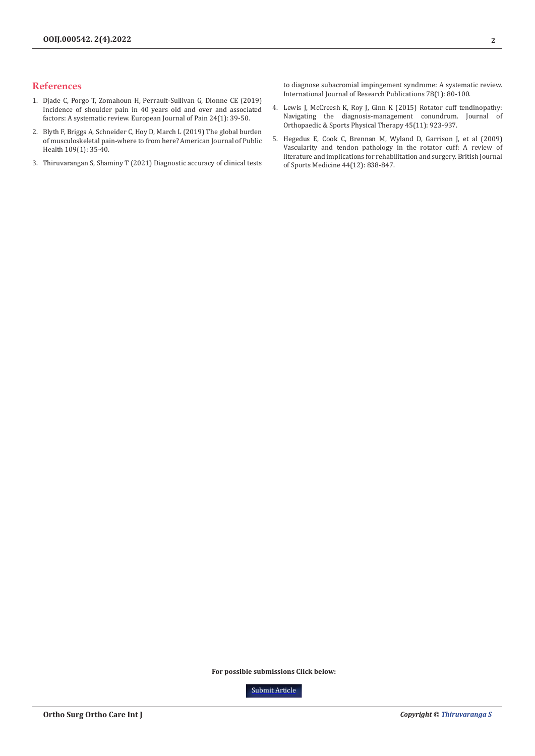## References

1. Djade C, Porgo T, Zomahoun H, Perrault-Sullivan G, Dionne CE (2019) Incidence of shoulder pain in 40 years old and over and associated factors: A systematic review. European Journal of Pain 24(1): 39-50.
2. Blyth F, Briggs A, Schneider C, Hoy D, March L (2019) The global burden of musculoskeletal pain-where to from here? American Journal of Public Health 109(1): 35-40.
3. Thiruvarangan S, Shaminy T (2021) Diagnostic accuracy of clinical tests to diagnose subacromial impingement syndrome: A systematic review. International Journal of Research Publications 78(1): 80-100.
4. Lewis J, McCreesh K, Roy J, Ginn K (2015) Rotator cuff tendinopathy: Navigating the diagnosis-management conundrum. Journal of Orthopaedic & Sports Physical Therapy 45(11): 923-937.
5. Hegedus E, Cook C, Brennan M, Wyland D, Garrison J, et al (2009) Vascularity and tendon pathology in the rotator cuff: A review of literature and implications for rehabilitation and surgery. British Journal of Sports Medicine 44(12): 838-847.

**For possible submissions Click below:**

Submit Article